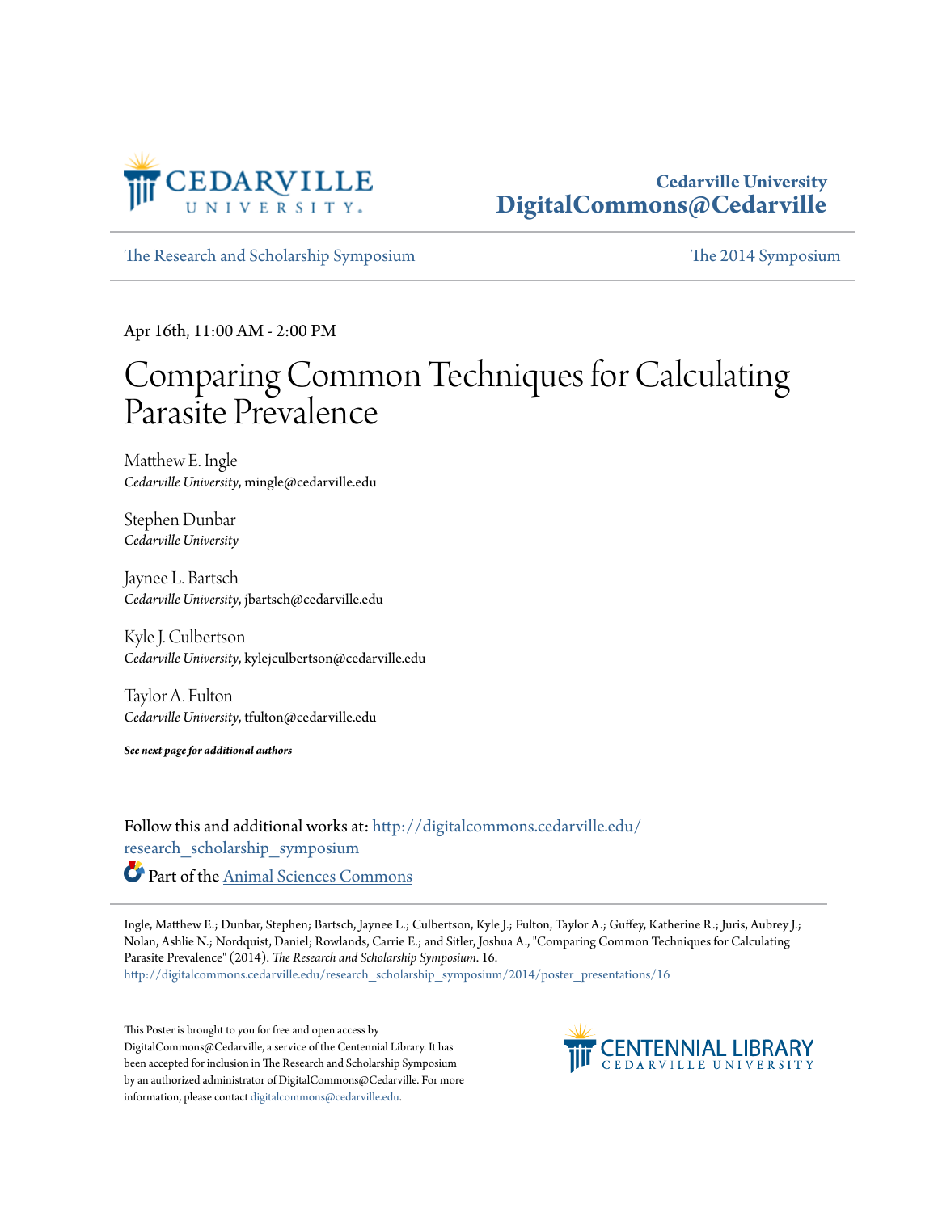Cedarville University
DigitalCommons@Cedarville

The Research and Scholarship Symposium | The 2014 Symposium

Apr 16th, 11:00 AM - 2:00 PM

# Comparing Common Techniques for Calculating Parasite Prevalence

Matthew E. Ingle
*Cedarville University*, mingle@cedarville.edu

Stephen Dunbar
*Cedarville University*

Jaynee L. Bartsch
*Cedarville University*, jbartsch@cedarville.edu

Kyle J. Culbertson
*Cedarville University*, kylejculbertson@cedarville.edu

Taylor A. Fulton
*Cedarville University*, tfulton@cedarville.edu

***See next page for additional authors***

Follow this and additional works at: http://digitalcommons.cedarville.edu/research_scholarship_symposium

Part of the Animal Sciences Commons

Ingle, Matthew E.; Dunbar, Stephen; Bartsch, Jaynee L.; Culbertson, Kyle J.; Fulton, Taylor A.; Guffey, Katherine R.; Juris, Aubrey J.; Nolan, Ashlie N.; Nordquist, Daniel; Rowlands, Carrie E.; and Sitler, Joshua A., "Comparing Common Techniques for Calculating Parasite Prevalence" (2014). *The Research and Scholarship Symposium*. 16.
http://digitalcommons.cedarville.edu/research_scholarship_symposium/2014/poster_presentations/16

This Poster is brought to you for free and open access by DigitalCommons@Cedarville, a service of the Centennial Library. It has been accepted for inclusion in The Research and Scholarship Symposium by an authorized administrator of DigitalCommons@Cedarville. For more information, please contact digitalcommons@cedarville.edu.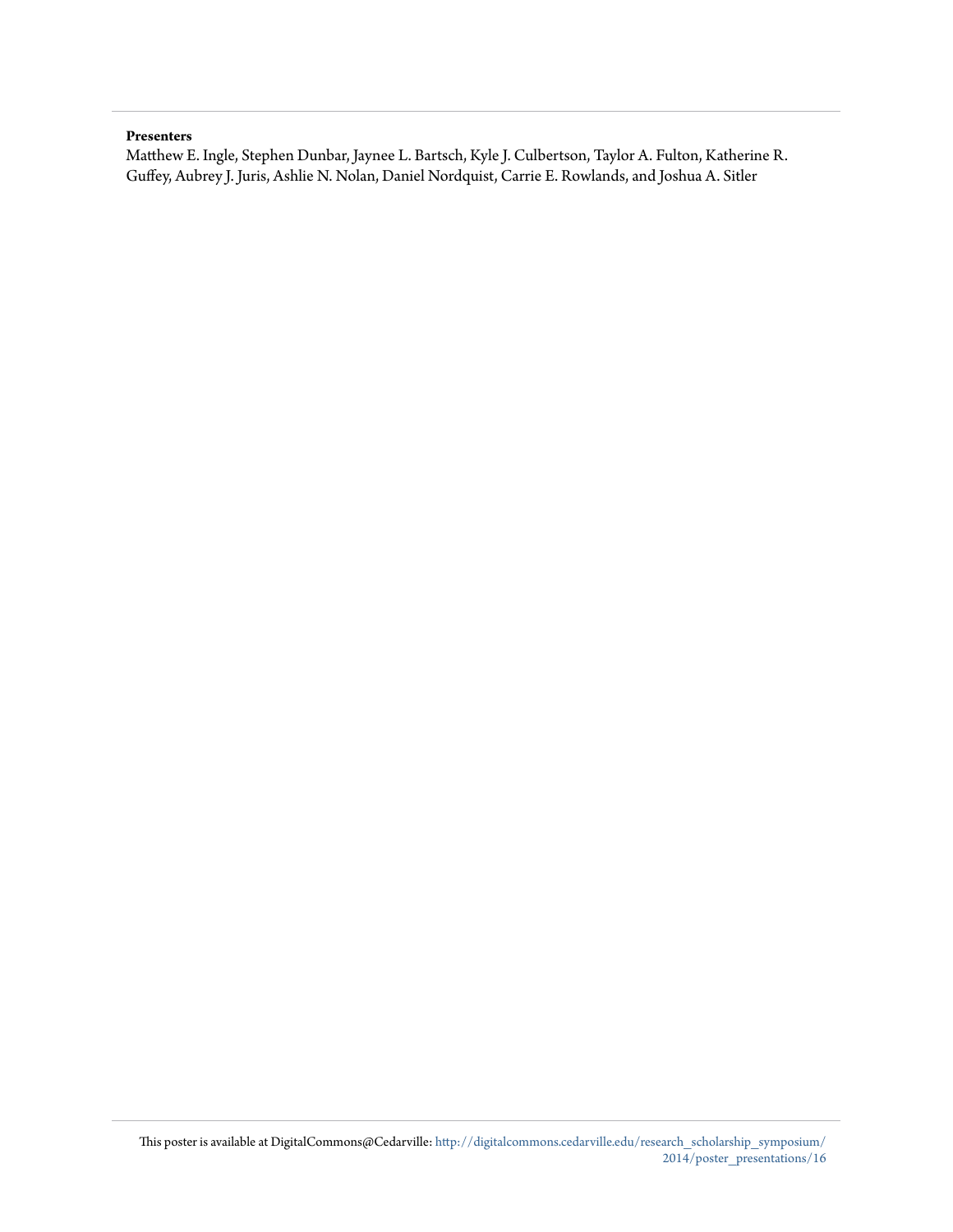**Presenters**

Matthew E. Ingle, Stephen Dunbar, Jaynee L. Bartsch, Kyle J. Culbertson, Taylor A. Fulton, Katherine R. Guffey, Aubrey J. Juris, Ashlie N. Nolan, Daniel Nordquist, Carrie E. Rowlands, and Joshua A. Sitler

This poster is available at DigitalCommons@Cedarville: http://digitalcommons.cedarville.edu/research_scholarship_symposium/2014/poster_presentations/16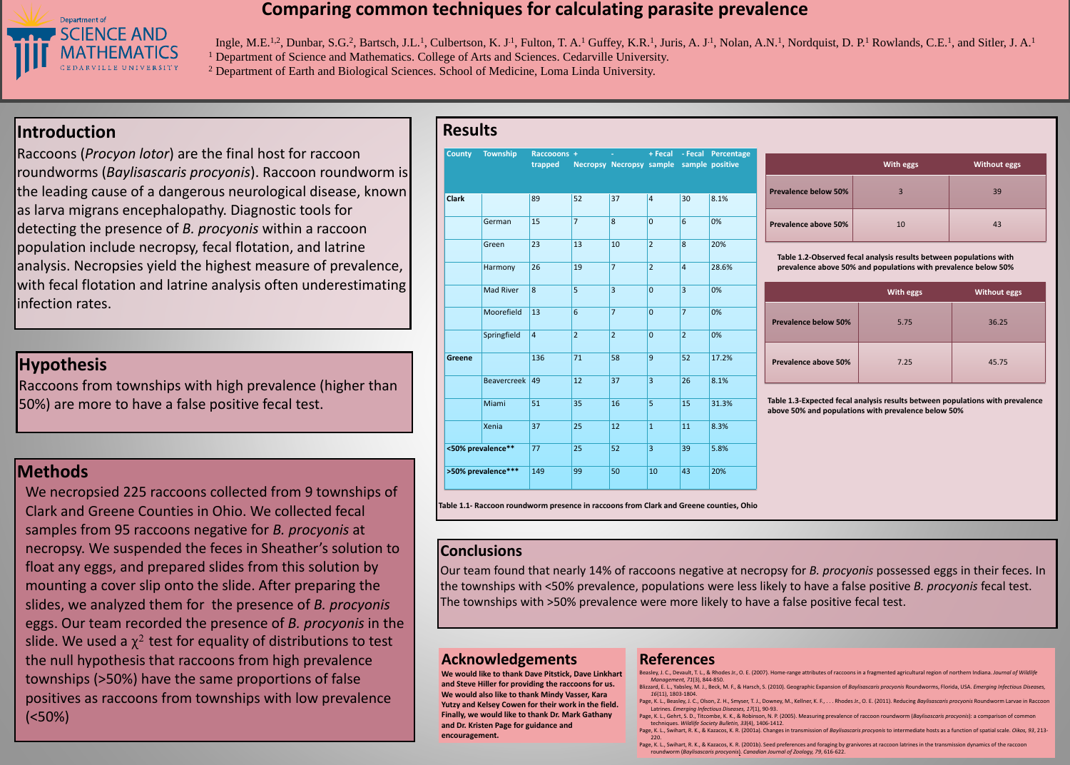# Comparing common techniques for calculating parasite prevalence

Department of SCIENCE AND MATHEMATICS CEDARVILLE UNIVERSITY

Ingle, M.E.[1,2], Dunbar, S.G.[2], Bartsch, J.L.[1], Culbertson, K. J[1], Fulton, T. A.[1] Guffey, K.R.[1], Juris, A. J[1], Nolan, A.N.[1], Nordquist, D. P.[1] Rowlands, C.E.[1], and Sitler, J. A.[1]

[1] Department of Science and Mathematics. College of Arts and Sciences. Cedarville University.

[2] Department of Earth and Biological Sciences. School of Medicine, Loma Linda University.

## Introduction

Raccoons (*Procyon lotor*) are the final host for raccoon roundworms (*Baylisascaris procyonis*). Raccoon roundworm is the leading cause of a dangerous neurological disease, known as larva migrans encephalopathy. Diagnostic tools for detecting the presence of *B. procyonis* within a raccoon population include necropsy, fecal flotation, and latrine analysis. Necropsies yield the highest measure of prevalence, with fecal flotation and latrine analysis often underestimating infection rates.

## Hypothesis

Raccoons from townships with high prevalence (higher than 50%) are more to have a false positive fecal test.

## Methods

We necropsied 225 raccoons collected from 9 townships of Clark and Greene Counties in Ohio. We collected fecal samples from 95 raccoons negative for *B. procyonis* at necropsy. We suspended the feces in Sheather's solution to float any eggs, and prepared slides from this solution by mounting a cover slip onto the slide. After preparing the slides, we analyzed them for the presence of *B. procyonis* eggs. Our team recorded the presence of *B. procyonis* in the slide. We used a $\chi^2$ test for equality of distributions to test the null hypothesis that raccoons from high prevalence townships (>50%) have the same proportions of false positives as raccoons from townships with low prevalence (<50%)

## Results

| County | Township | Racooons trapped | + Necropsy | - Necropsy | + Fecal sample | - Fecal sample | Percentage positive |
|---|---|---|---|---|---|---|---|
| Clark | | 89 | 52 | 37 | 4 | 30 | 8.1% |
| | German | 15 | 7 | 8 | 0 | 6 | 0% |
| | Green | 23 | 13 | 10 | 2 | 8 | 20% |
| | Harmony | 26 | 19 | 7 | 2 | 4 | 28.6% |
| | Mad River | 8 | 5 | 3 | 0 | 3 | 0% |
| | Moorefield | 13 | 6 | 7 | 0 | 7 | 0% |
| | Springfield | 4 | 2 | 2 | 0 | 2 | 0% |
| Greene | | 136 | 71 | 58 | 9 | 52 | 17.2% |
| | Beavercreek | 49 | 12 | 37 | 3 | 26 | 8.1% |
| | Miami | 51 | 35 | 16 | 5 | 15 | 31.3% |
| | Xenia | 37 | 25 | 12 | 1 | 11 | 8.3% |
| <50% prevalence** | | 77 | 25 | 52 | 3 | 39 | 5.8% |
| >50% prevalence*** | | 149 | 99 | 50 | 10 | 43 | 20% |

Table 1.1- Raccoon roundworm presence in raccoons from Clark and Greene counties, Ohio

| | With eggs | Without eggs |
|---|---|---|
| Prevalence below 50% | 3 | 39 |
| Prevalence above 50% | 10 | 43 |

Table 1.2-Observed fecal analysis results between populations with prevalence above 50% and populations with prevalence below 50%

| | With eggs | Without eggs |
|---|---|---|
| Prevalence below 50% | 5.75 | 36.25 |
| Prevalence above 50% | 7.25 | 45.75 |

Table 1.3-Expected fecal analysis results between populations with prevalence above 50% and populations with prevalence below 50%

## Conclusions

Our team found that nearly 14% of raccoons negative at necropsy for *B. procyonis* possessed eggs in their feces. In the townships with <50% prevalence, populations were less likely to have a false positive *B. procyonis* fecal test. The townships with >50% prevalence were more likely to have a false positive fecal test.

## Acknowledgements

**We would like to thank Dave Pitstick, Dave Linkhart and Steve Hiller for providing the raccoons for us. We would also like to thank Mindy Vasser, Kara Yutzy and Kelsey Cowen for their work in the field. Finally, we would like to thank Dr. Mark Gathany and Dr. Kristen Page for guidance and encouragement.**

## References

Beasley, J. C., Devault, T. L., & Rhodes Jr., O. E. (2007). Home-range attributes of raccoons in a fragmented agricultural region of northern Indiana. *Journal of Wildlife Management, 71*(3), 844-850.

Blizzard, E. L., Yabsley, M. J., Beck, M. F., & Harsch, S. (2010). Geographic Expansion of *Baylisascaris procyonis* Roundworms, Florida, USA. *Emerging Infectious Diseases, 16*(11), 1803-1804.

Page, K. L., Beasley, J. C., Olson, Z. H., Smyser, T. J., Downey, M., Kellner, K. F., . . . Rhodes Jr., O. E. (2011). Reducing *Baylisascaris procyonis* Roundworm Larvae in Raccoon Latrines. *Emerging Infectious Diseases, 17*(1), 90-93.

Page, K. L., Gehrt, S. D., Titcombe, K. K., & Robinson, N. P. (2005). Measuring prevalence of raccoon roundworm (*Baylisascaris procyonis*): a comparison of common techniques. *Wildlife Society Bulletin, 33*(4), 1406-1412.

Page, K. L., Swihart, R. K., & Kazacos, K. R. (2001a). Changes in transmission of *Baylisascaris procyonis* to intermediate hosts as a function of spatial scale. *Oikos, 93*, 213-220.

Page, K. L., Swihart, R. K., & Kazacos, K. R. (2001b). Seed preferences and foraging by granivores at raccoon latrines in the transmission dynamics of the raccoon roundworm (*Baylisascaris procyonis*). *Canadian Journal of Zoology, 79*, 616-622.